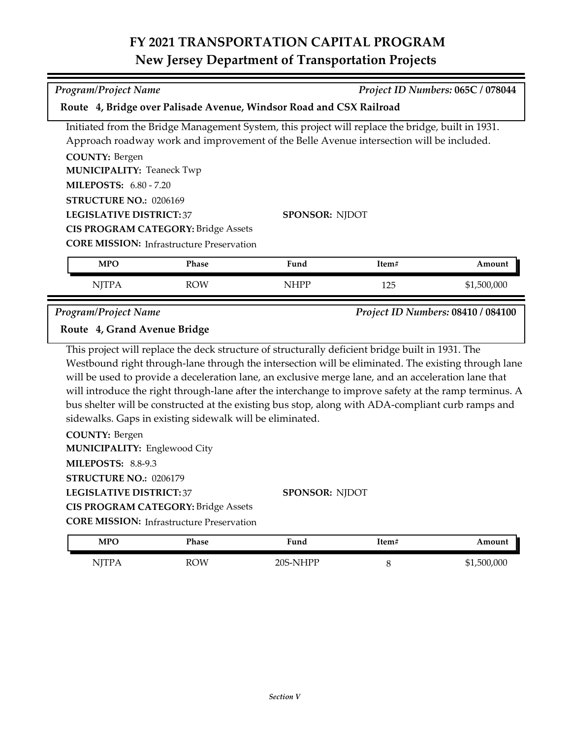# FY 2021 TRANSPORTATION CAPITAL PROGRAM
## New Jersey Department of Transportation Projects

*Program/Project Name* — *Project ID Numbers:* **065C / 078044**

### Route 4, Bridge over Palisade Avenue, Windsor Road and CSX Railroad

Initiated from the Bridge Management System, this project will replace the bridge, built in 1931. Approach roadway work and improvement of the Belle Avenue intersection will be included.

**COUNTY:** Bergen
**MUNICIPALITY:** Teaneck Twp
**MILEPOSTS:** 6.80 - 7.20
**STRUCTURE NO.:** 0206169
**LEGISLATIVE DISTRICT:** 37
**SPONSOR:** NJDOT
**CIS PROGRAM CATEGORY:** Bridge Assets
**CORE MISSION:** Infrastructure Preservation

| MPO | Phase | Fund | Item# | Amount |
|---|---|---|---|---|
| NJTPA | ROW | NHPP | 125 | $1,500,000 |

*Program/Project Name* — *Project ID Numbers:* **08410 / 084100**

### Route 4, Grand Avenue Bridge

This project will replace the deck structure of structurally deficient bridge built in 1931. The Westbound right through-lane through the intersection will be eliminated. The existing through lane will be used to provide a deceleration lane, an exclusive merge lane, and an acceleration lane that will introduce the right through-lane after the interchange to improve safety at the ramp terminus. A bus shelter will be constructed at the existing bus stop, along with ADA-compliant curb ramps and sidewalks. Gaps in existing sidewalk will be eliminated.

**COUNTY:** Bergen
**MUNICIPALITY:** Englewood City
**MILEPOSTS:** 8.8-9.3
**STRUCTURE NO.:** 0206179
**LEGISLATIVE DISTRICT:** 37
**SPONSOR:** NJDOT
**CIS PROGRAM CATEGORY:** Bridge Assets
**CORE MISSION:** Infrastructure Preservation

| MPO | Phase | Fund | Item# | Amount |
|---|---|---|---|---|
| NJTPA | ROW | 20S-NHPP | 8 | $1,500,000 |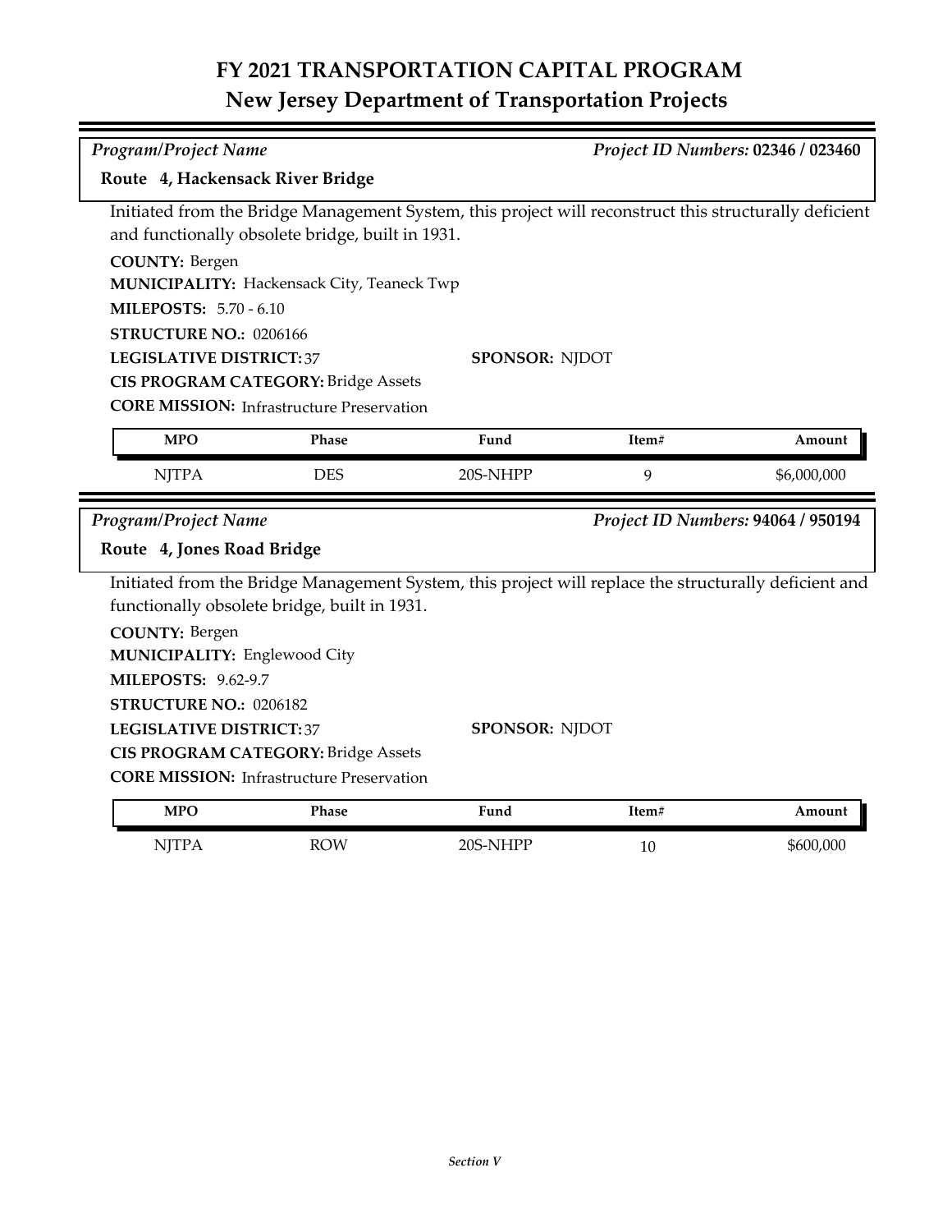# FY 2021 TRANSPORTATION CAPITAL PROGRAM
## New Jersey Department of Transportation Projects

*Program/Project Name* — *Project ID Numbers:* **02346 / 023460**

**Route 4, Hackensack River Bridge**

Initiated from the Bridge Management System, this project will reconstruct this structurally deficient and functionally obsolete bridge, built in 1931.

**COUNTY:** Bergen
**MUNICIPALITY:** Hackensack City, Teaneck Twp
**MILEPOSTS:** 5.70 - 6.10
**STRUCTURE NO.:** 0206166
**LEGISLATIVE DISTRICT:** 37
**SPONSOR:** NJDOT
**CIS PROGRAM CATEGORY:** Bridge Assets
**CORE MISSION:** Infrastructure Preservation

| MPO | Phase | Fund | Item# | Amount |
|---|---|---|---|---|
| NJTPA | DES | 20S-NHPP | 9 | $6,000,000 |

*Program/Project Name* — *Project ID Numbers:* **94064 / 950194**

**Route 4, Jones Road Bridge**

Initiated from the Bridge Management System, this project will replace the structurally deficient and functionally obsolete bridge, built in 1931.

**COUNTY:** Bergen
**MUNICIPALITY:** Englewood City
**MILEPOSTS:** 9.62-9.7
**STRUCTURE NO.:** 0206182
**LEGISLATIVE DISTRICT:** 37
**SPONSOR:** NJDOT
**CIS PROGRAM CATEGORY:** Bridge Assets
**CORE MISSION:** Infrastructure Preservation

| MPO | Phase | Fund | Item# | Amount |
|---|---|---|---|---|
| NJTPA | ROW | 20S-NHPP | 10 | $600,000 |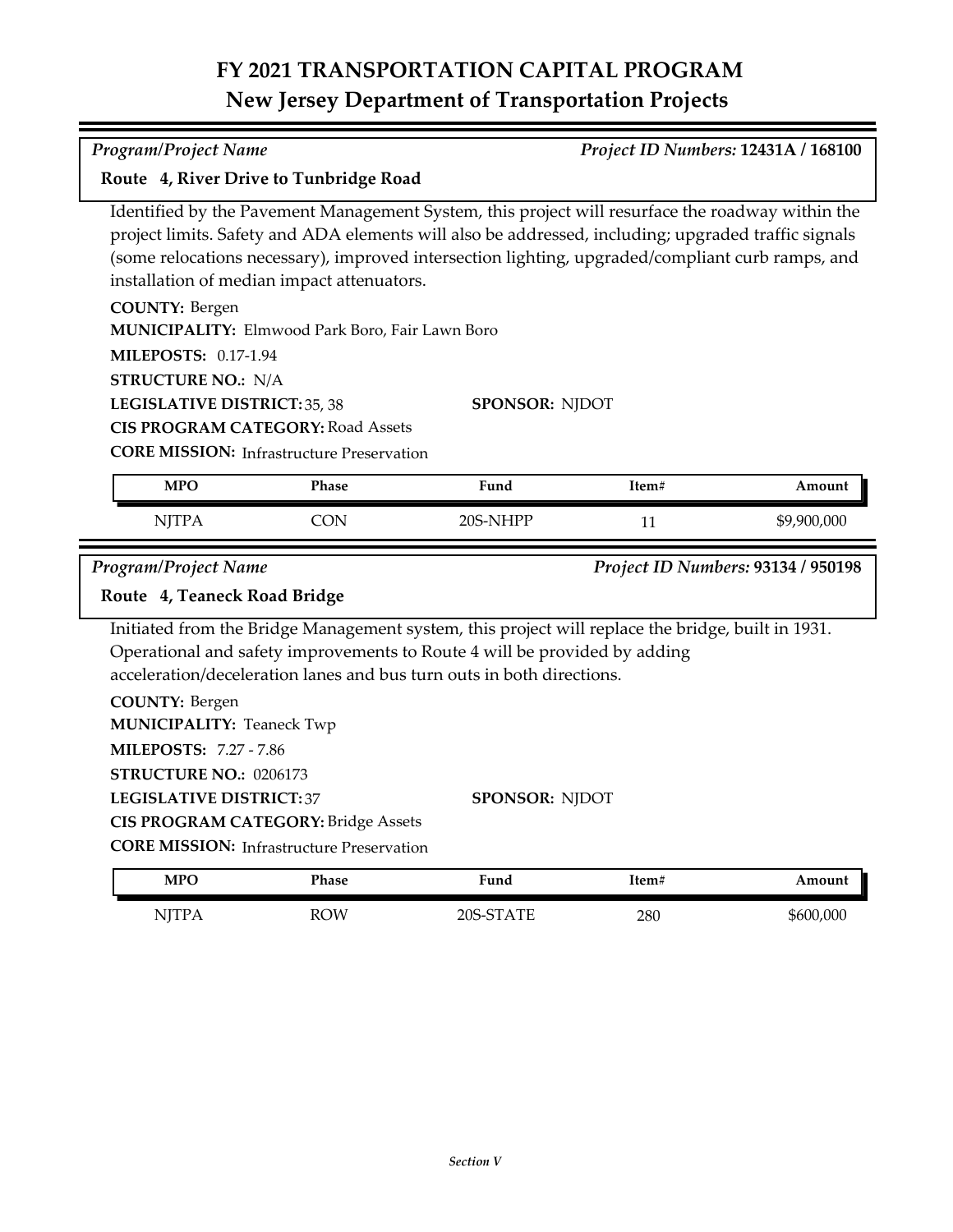# FY 2021 TRANSPORTATION CAPITAL PROGRAM
## New Jersey Department of Transportation Projects

*Program/Project Name* *Project ID Numbers:* **12431A / 168100**

**Route 4, River Drive to Tunbridge Road**

Identified by the Pavement Management System, this project will resurface the roadway within the project limits. Safety and ADA elements will also be addressed, including; upgraded traffic signals (some relocations necessary), improved intersection lighting, upgraded/compliant curb ramps, and installation of median impact attenuators.

**COUNTY:** Bergen
**MUNICIPALITY:** Elmwood Park Boro, Fair Lawn Boro
**MILEPOSTS:** 0.17-1.94
**STRUCTURE NO.:** N/A
**LEGISLATIVE DISTRICT:** 35, 38
**SPONSOR:** NJDOT
**CIS PROGRAM CATEGORY:** Road Assets
**CORE MISSION:** Infrastructure Preservation

| MPO | Phase | Fund | Item# | Amount |
|---|---|---|---|---|
| NJTPA | CON | 20S-NHPP | 11 | $9,900,000 |

*Program/Project Name* *Project ID Numbers:* **93134 / 950198**

**Route 4, Teaneck Road Bridge**

Initiated from the Bridge Management system, this project will replace the bridge, built in 1931. Operational and safety improvements to Route 4 will be provided by adding acceleration/deceleration lanes and bus turn outs in both directions.

**COUNTY:** Bergen
**MUNICIPALITY:** Teaneck Twp
**MILEPOSTS:** 7.27 - 7.86
**STRUCTURE NO.:** 0206173
**LEGISLATIVE DISTRICT:** 37
**SPONSOR:** NJDOT
**CIS PROGRAM CATEGORY:** Bridge Assets
**CORE MISSION:** Infrastructure Preservation

| MPO | Phase | Fund | Item# | Amount |
|---|---|---|---|---|
| NJTPA | ROW | 20S-STATE | 280 | $600,000 |